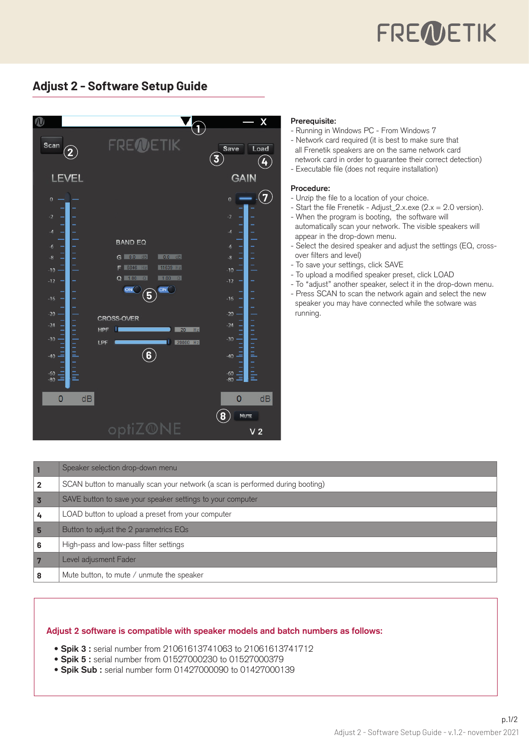# Adjust 2 - Software Setup Guide

**Prerequisite:**

- Running in Windows PC - From Windows 7
- Network card required (it is best to make sure that all Frenetik speakers are on the same network card network card in order to guarantee their correct detection)
- Executable file (does not require installation)

**Procedure:**

- Unzip the file to a location of your choice.
- Start the file Frenetik - Adjust_2.x.exe (2.x = 2.0 version).
- When the program is booting, the software will automatically scan your network. The visible speakers will appear in the drop-down menu.
- Select the desired speaker and adjust the settings (EQ, cross-over filters and level)
- To save your settings, click SAVE
- To upload a modified speaker preset, click LOAD
- To "adjust" another speaker, select it in the drop-down menu.
- Press SCAN to scan the network again and select the new speaker you may have connected while the sotware was running.

| | |
|---|---|
| **1** | Speaker selection drop-down menu |
| **2** | SCAN button to manually scan your network (a scan is performed during booting) |
| **3** | SAVE button to save your speaker settings to your computer |
| **4** | LOAD button to upload a preset from your computer |
| **5** | Button to adjust the 2 parametrics EQs |
| **6** | High-pass and low-pass filter settings |
| **7** | Level adjusment Fader |
| **8** | Mute button, to mute / unmute the speaker |

**Adjust 2 software is compatible with speaker models and batch numbers as follows:**

- **Spik 3 :** serial number from 21061613741063 to 21061613741712
- **Spik 5 :** serial number from 01527000230 to 01527000379
- **Spik Sub :** serial number form 01427000090 to 01427000139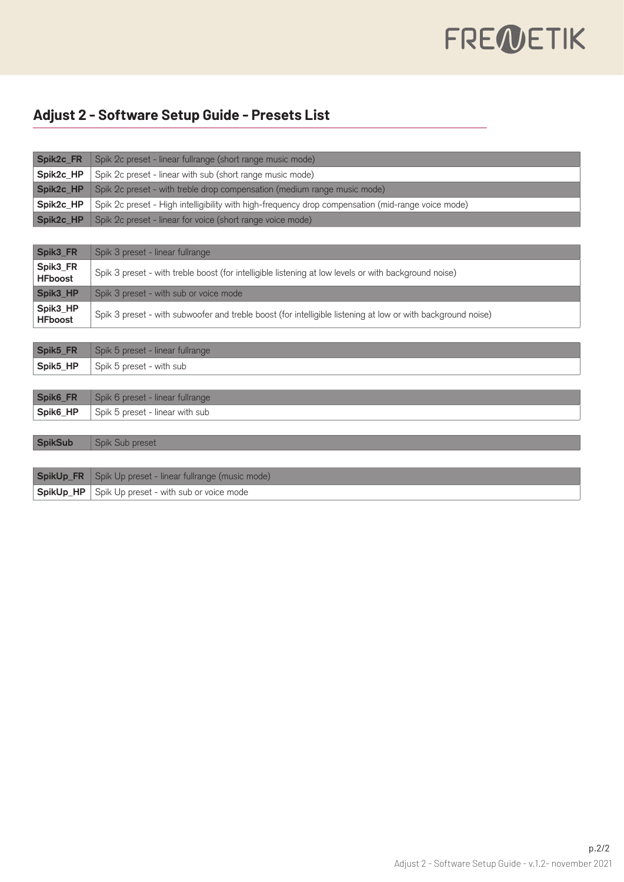## Adjust 2 - Software Setup Guide - Presets List

| | |
|---|---|
| **Spik2c_FR** | Spik 2c preset - linear fullrange (short range music mode) |
| **Spik2c_HP** | Spik 2c preset - linear with sub (short range music mode) |
| **Spik2c_HP** | Spik 2c preset - with treble drop compensation (medium range music mode) |
| **Spik2c_HP** | Spik 2c preset - High intelligibility with high-frequency drop compensation (mid-range voice mode) |
| **Spik2c_HP** | Spik 2c preset - linear for voice (short range voice mode) |

| | |
|---|---|
| **Spik3_FR** | Spik 3 preset - linear fullrange |
| **Spik3_FR HFboost** | Spik 3 preset - with treble boost (for intelligible listening at low levels or with background noise) |
| **Spik3_HP** | Spik 3 preset - with sub or voice mode |
| **Spik3_HP HFboost** | Spik 3 preset - with subwoofer and treble boost (for intelligible listening at low or with background noise) |

| | |
|---|---|
| **Spik5_FR** | Spik 5 preset - linear fullrange |
| **Spik5_HP** | Spik 5 preset - with sub |

| | |
|---|---|
| **Spik6_FR** | Spik 6 preset - linear fullrange |
| **Spik6_HP** | Spik 5 preset - linear with sub |

| | |
|---|---|
| **SpikSub** | Spik Sub preset |

| | |
|---|---|
| **SpikUp_FR** | Spik Up preset - linear fullrange (music mode) |
| **SpikUp_HP** | Spik Up preset - with sub or voice mode |